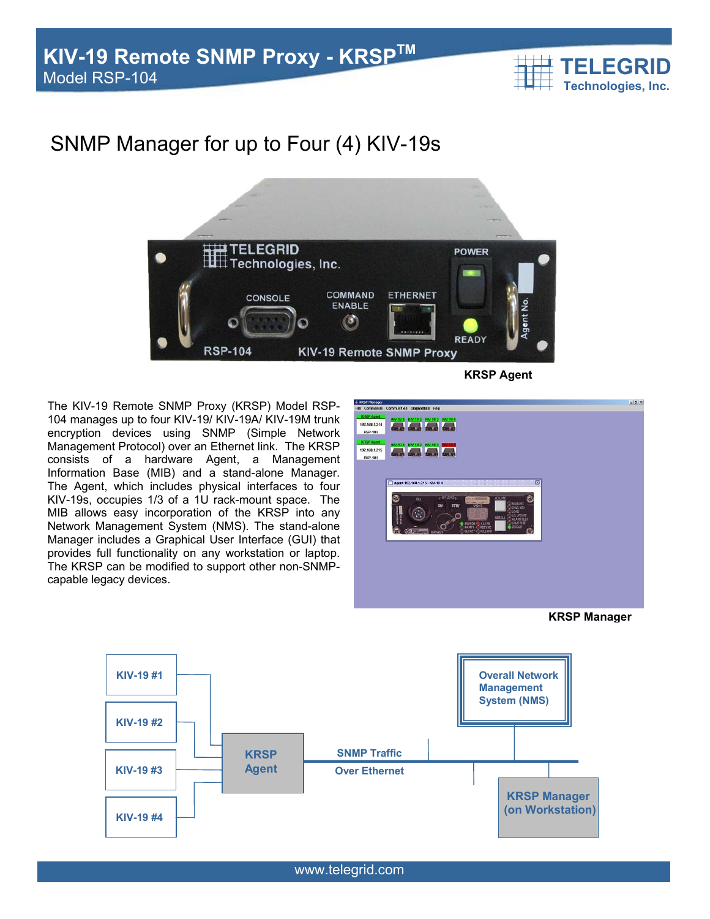# KIV-19 Remote SNMP Proxy - KRSP™

Model RSP-104

TELEGRID Technologies, Inc.

## SNMP Manager for up to Four (4) KIV-19s

KRSP Agent

The KIV-19 Remote SNMP Proxy (KRSP) Model RSP-104 manages up to four KIV-19/ KIV-19A/ KIV-19M trunk encryption devices using SNMP (Simple Network Management Protocol) over an Ethernet link. The KRSP consists of a hardware Agent, a Management Information Base (MIB) and a stand-alone Manager. The Agent, which includes physical interfaces to four KIV-19s, occupies 1/3 of a 1U rack-mount space. The MIB allows easy incorporation of the KRSP into any Network Management System (NMS). The stand-alone Manager includes a Graphical User Interface (GUI) that provides full functionality on any workstation or laptop. The KRSP can be modified to support other non-SNMP-capable legacy devices.

KRSP Manager

KIV-19 #1
KIV-19 #2
KIV-19 #3
KIV-19 #4
KRSP Agent
SNMP Traffic Over Ethernet
Overall Network Management System (NMS)
KRSP Manager (on Workstation)

www.telegrid.com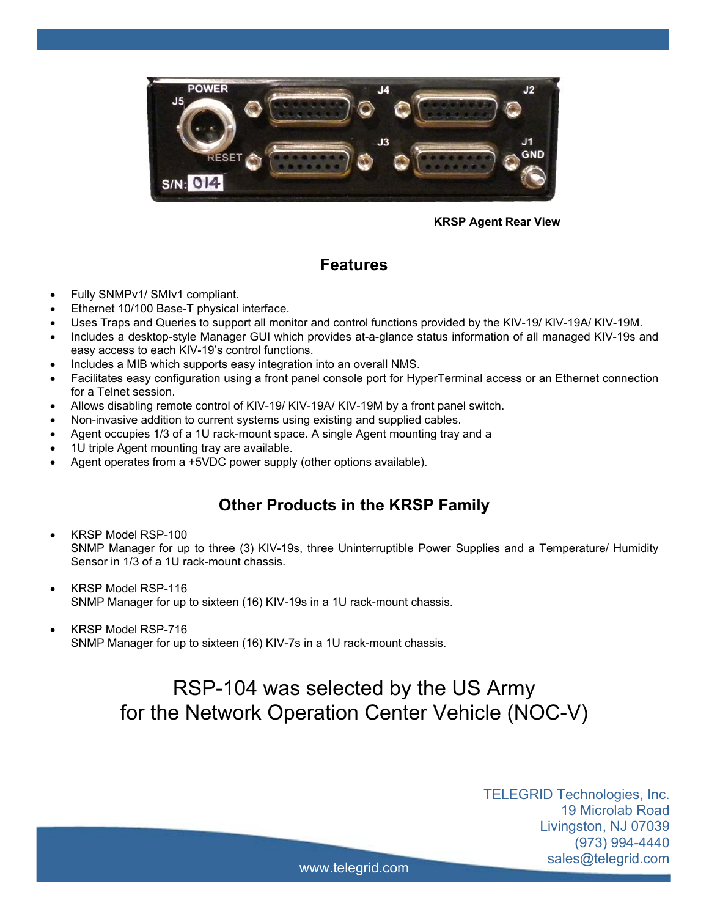**KRSP Agent Rear View**

## Features

- Fully SNMPv1/ SMIv1 compliant.
- Ethernet 10/100 Base-T physical interface.
- Uses Traps and Queries to support all monitor and control functions provided by the KIV-19/ KIV-19A/ KIV-19M.
- Includes a desktop-style Manager GUI which provides at-a-glance status information of all managed KIV-19s and easy access to each KIV-19's control functions.
- Includes a MIB which supports easy integration into an overall NMS.
- Facilitates easy configuration using a front panel console port for HyperTerminal access or an Ethernet connection for a Telnet session.
- Allows disabling remote control of KIV-19/ KIV-19A/ KIV-19M by a front panel switch.
- Non-invasive addition to current systems using existing and supplied cables.
- Agent occupies 1/3 of a 1U rack-mount space. A single Agent mounting tray and a
- 1U triple Agent mounting tray are available.
- Agent operates from a +5VDC power supply (other options available).

## Other Products in the KRSP Family

- KRSP Model RSP-100
  SNMP Manager for up to three (3) KIV-19s, three Uninterruptible Power Supplies and a Temperature/ Humidity Sensor in 1/3 of a 1U rack-mount chassis.

- KRSP Model RSP-116
  SNMP Manager for up to sixteen (16) KIV-19s in a 1U rack-mount chassis.

- KRSP Model RSP-716
  SNMP Manager for up to sixteen (16) KIV-7s in a 1U rack-mount chassis.

RSP-104 was selected by the US Army
for the Network Operation Center Vehicle (NOC-V)

TELEGRID Technologies, Inc.
19 Microlab Road
Livingston, NJ 07039
(973) 994-4440
sales@telegrid.com

www.telegrid.com